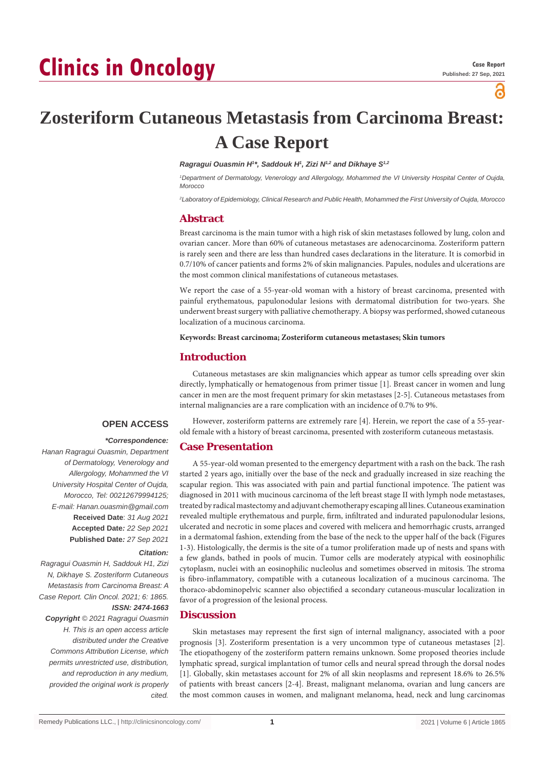# Clinics in Oncology

**Case Report**
**Published: 27 Sep, 2021**

# Zosteriform Cutaneous Metastasis from Carcinoma Breast: A Case Report

***Ragragui Ouasmin H[1]\*, Saddouk H[1], Zizi N[1,2] and Dikhaye S[1,2]***

*[1]Department of Dermatology, Venerology and Allergology, Mohammed the VI University Hospital Center of Oujda, Morocco*

*[2]Laboratory of Epidemiology, Clinical Research and Public Health, Mohammed the First University of Oujda, Morocco*

## Abstract

Breast carcinoma is the main tumor with a high risk of skin metastases followed by lung, colon and ovarian cancer. More than 60% of cutaneous metastases are adenocarcinoma. Zosteriform pattern is rarely seen and there are less than hundred cases declarations in the literature. It is comorbid in 0.7/10% of cancer patients and forms 2% of skin malignancies. Papules, nodules and ulcerations are the most common clinical manifestations of cutaneous metastases.

We report the case of a 55-year-old woman with a history of breast carcinoma, presented with painful erythematous, papulonodular lesions with dermatomal distribution for two-years. She underwent breast surgery with palliative chemotherapy. A biopsy was performed, showed cutaneous localization of a mucinous carcinoma.

**Keywords: Breast carcinoma; Zosteriform cutaneous metastases; Skin tumors**

## Introduction

Cutaneous metastases are skin malignancies which appear as tumor cells spreading over skin directly, lymphatically or hematogenous from primer tissue [1]. Breast cancer in women and lung cancer in men are the most frequent primary for skin metastases [2-5]. Cutaneous metastases from internal malignancies are a rare complication with an incidence of 0.7% to 9%.

However, zosteriform patterns are extremely rare [4]. Herein, we report the case of a 55-year-old female with a history of breast carcinoma, presented with zosteriform cutaneous metastasis.

## Case Presentation

A 55-year-old woman presented to the emergency department with a rash on the back. The rash started 2 years ago, initially over the base of the neck and gradually increased in size reaching the scapular region. This was associated with pain and partial functional impotence. The patient was diagnosed in 2011 with mucinous carcinoma of the left breast stage II with lymph node metastases, treated by radical mastectomy and adjuvant chemotherapy escaping all lines. Cutaneous examination revealed multiple erythematous and purple, firm, infiltrated and indurated papulonodular lesions, ulcerated and necrotic in some places and covered with melicera and hemorrhagic crusts, arranged in a dermatomal fashion, extending from the base of the neck to the upper half of the back (Figures 1-3). Histologically, the dermis is the site of a tumor proliferation made up of nests and spans with a few glands, bathed in pools of mucin. Tumor cells are moderately atypical with eosinophilic cytoplasm, nuclei with an eosinophilic nucleolus and sometimes observed in mitosis. The stroma is fibro-inflammatory, compatible with a cutaneous localization of a mucinous carcinoma. The thoraco-abdominopelvic scanner also objectified a secondary cutaneous-muscular localization in favor of a progression of the lesional process.

## Discussion

Skin metastases may represent the first sign of internal malignancy, associated with a poor prognosis [3]. Zosteriform presentation is a very uncommon type of cutaneous metastases [2]. The etiopathogeny of the zosteriform pattern remains unknown. Some proposed theories include lymphatic spread, surgical implantation of tumor cells and neural spread through the dorsal nodes [1]. Globally, skin metastases account for 2% of all skin neoplasms and represent 18.6% to 26.5% of patients with breast cancers [2-4]. Breast, malignant melanoma, ovarian and lung cancers are the most common causes in women, and malignant melanoma, head, neck and lung carcinomas

**OPEN ACCESS**

***\*Correspondence:***

*Hanan Ragragui Ouasmin, Department of Dermatology, Venerology and Allergology, Mohammed the VI University Hospital Center of Oujda, Morocco, Tel: 00212679994125;*
*E-mail: Hanan.ouasmin@gmail.com*

**Received Date**: *31 Aug 2021*
**Accepted Date***: 22 Sep 2021*
**Published Date***: 27 Sep 2021*

***Citation:***

*Ragragui Ouasmin H, Saddouk H1, Zizi N, Dikhaye S. Zosteriform Cutaneous Metastasis from Carcinoma Breast: A Case Report. Clin Oncol. 2021; 6: 1865.*

***ISSN: 2474-1663***

***Copyright** © 2021 Ragragui Ouasmin H. This is an open access article distributed under the Creative Commons Attribution License, which permits unrestricted use, distribution, and reproduction in any medium, provided the original work is properly cited.*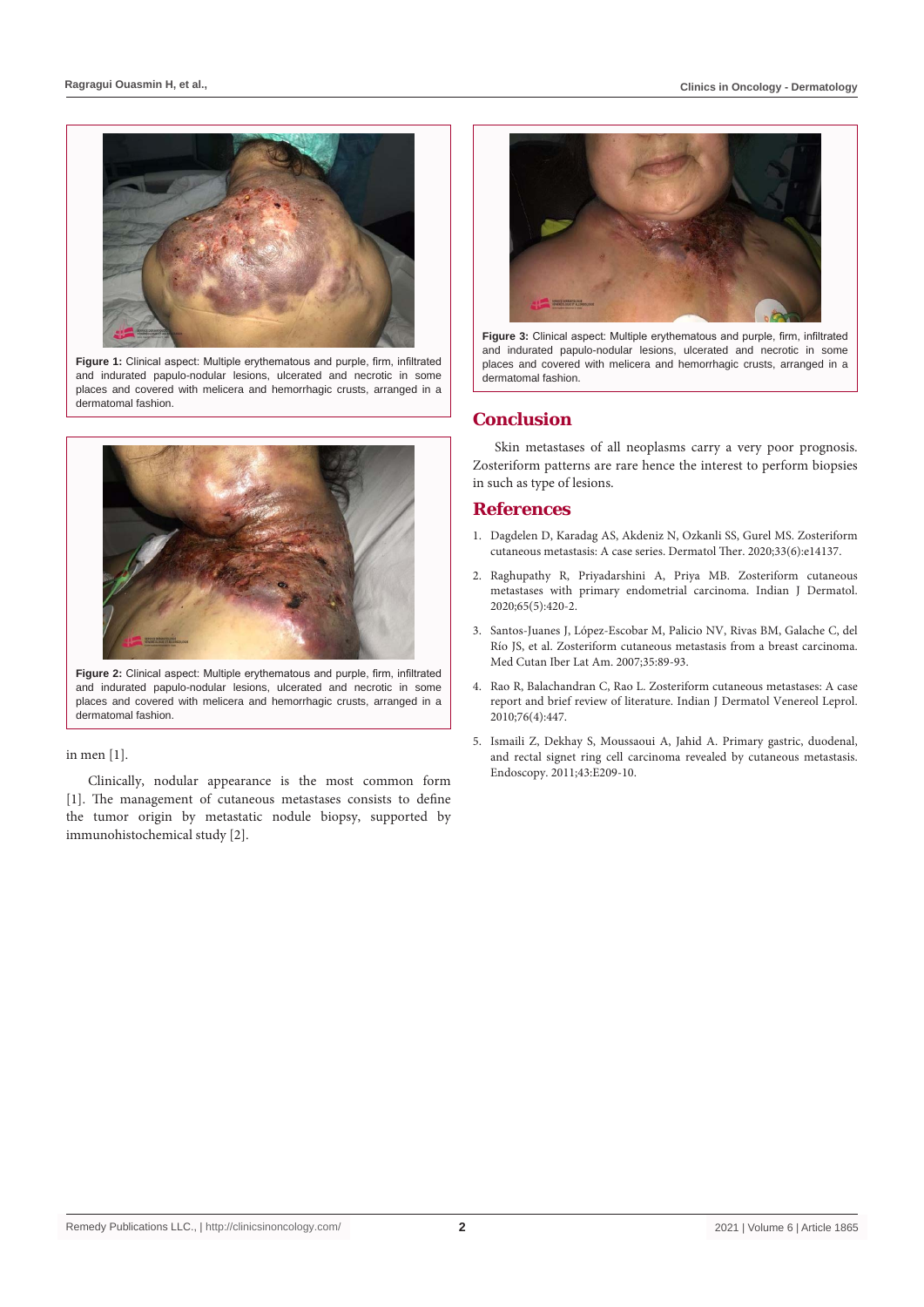**Figure 1:** Clinical aspect: Multiple erythematous and purple, firm, infiltrated and indurated papulo-nodular lesions, ulcerated and necrotic in some places and covered with melicera and hemorrhagic crusts, arranged in a dermatomal fashion.

**Figure 2:** Clinical aspect: Multiple erythematous and purple, firm, infiltrated and indurated papulo-nodular lesions, ulcerated and necrotic in some places and covered with melicera and hemorrhagic crusts, arranged in a dermatomal fashion.

in men [1].

Clinically, nodular appearance is the most common form [1]. The management of cutaneous metastases consists to define the tumor origin by metastatic nodule biopsy, supported by immunohistochemical study [2].

**Figure 3:** Clinical aspect: Multiple erythematous and purple, firm, infiltrated and indurated papulo-nodular lesions, ulcerated and necrotic in some places and covered with melicera and hemorrhagic crusts, arranged in a dermatomal fashion.

## Conclusion

Skin metastases of all neoplasms carry a very poor prognosis. Zosteriform patterns are rare hence the interest to perform biopsies in such as type of lesions.

## References

1. Dagdelen D, Karadag AS, Akdeniz N, Ozkanli SS, Gurel MS. Zosteriform cutaneous metastasis: A case series. Dermatol Ther. 2020;33(6):e14137.
2. Raghupathy R, Priyadarshini A, Priya MB. Zosteriform cutaneous metastases with primary endometrial carcinoma. Indian J Dermatol. 2020;65(5):420-2.
3. Santos-Juanes J, López-Escobar M, Palicio NV, Rivas BM, Galache C, del Río JS, et al. Zosteriform cutaneous metastasis from a breast carcinoma. Med Cutan Iber Lat Am. 2007;35:89-93.
4. Rao R, Balachandran C, Rao L. Zosteriform cutaneous metastases: A case report and brief review of literature. Indian J Dermatol Venereol Leprol. 2010;76(4):447.
5. Ismaili Z, Dekhay S, Moussaoui A, Jahid A. Primary gastric, duodenal, and rectal signet ring cell carcinoma revealed by cutaneous metastasis. Endoscopy. 2011;43:E209-10.